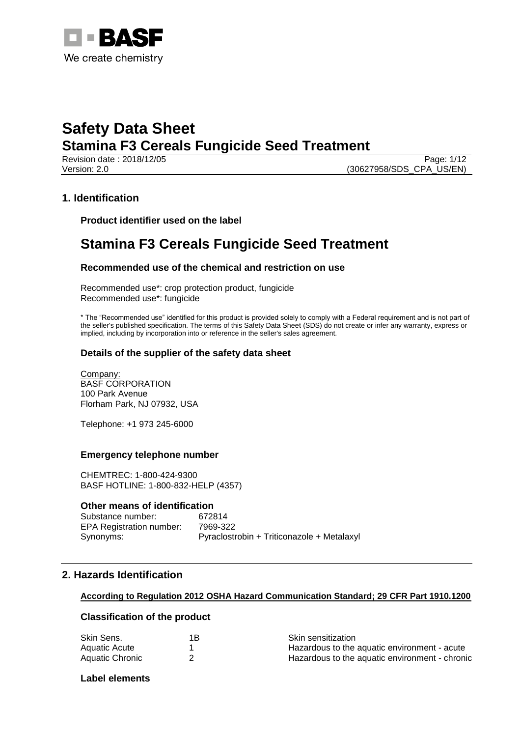# Safety Data Sheet

## Stamina F3 Cereals Fungicide Seed Treatment

Revision date : 2018/12/05
Version: 2.0
(30627958/SDS_CPA_US/EN)

## 1. Identification

### Product identifier used on the label

# Stamina F3 Cereals Fungicide Seed Treatment

### Recommended use of the chemical and restriction on use

Recommended use*: crop protection product, fungicide
Recommended use*: fungicide

\* The "Recommended use" identified for this product is provided solely to comply with a Federal requirement and is not part of the seller's published specification. The terms of this Safety Data Sheet (SDS) do not create or infer any warranty, express or implied, including by incorporation into or reference in the seller's sales agreement.

### Details of the supplier of the safety data sheet

Company:
BASF CORPORATION
100 Park Avenue
Florham Park, NJ 07932, USA

Telephone: +1 973 245-6000

### Emergency telephone number

CHEMTREC: 1-800-424-9300
BASF HOTLINE: 1-800-832-HELP (4357)

### Other means of identification

| | |
|---|---|
| Substance number: | 672814 |
| EPA Registration number: | 7969-322 |
| Synonyms: | Pyraclostrobin + Triticonazole + Metalaxyl |

## 2. Hazards Identification

**According to Regulation 2012 OSHA Hazard Communication Standard; 29 CFR Part 1910.1200**

### Classification of the product

| | | |
|---|---|---|
| Skin Sens. | 1B | Skin sensitization |
| Aquatic Acute | 1 | Hazardous to the aquatic environment - acute |
| Aquatic Chronic | 2 | Hazardous to the aquatic environment - chronic |

### Label elements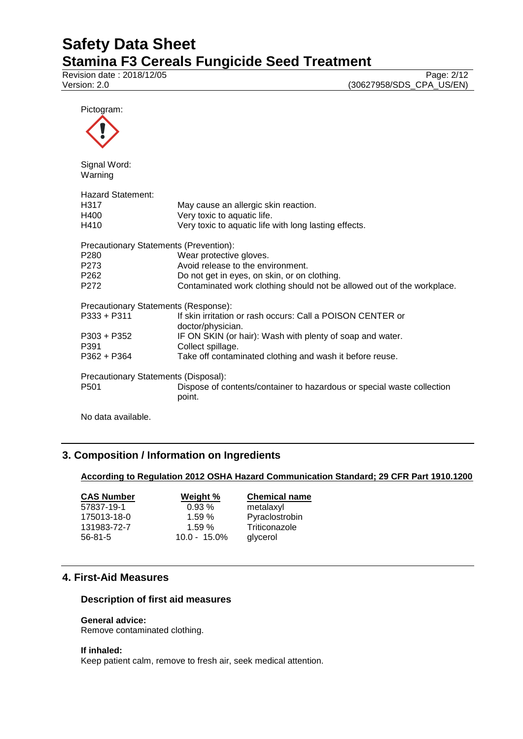Pictogram:

Signal Word:
Warning

Hazard Statement:

| | |
|---|---|
| H317 | May cause an allergic skin reaction. |
| H400 | Very toxic to aquatic life. |
| H410 | Very toxic to aquatic life with long lasting effects. |

Precautionary Statements (Prevention):

| | |
|---|---|
| P280 | Wear protective gloves. |
| P273 | Avoid release to the environment. |
| P262 | Do not get in eyes, on skin, or on clothing. |
| P272 | Contaminated work clothing should not be allowed out of the workplace. |

Precautionary Statements (Response):

| | |
|---|---|
| P333 + P311 | If skin irritation or rash occurs: Call a POISON CENTER or doctor/physician. |
| P303 + P352 | IF ON SKIN (or hair): Wash with plenty of soap and water. |
| P391 | Collect spillage. |
| P362 + P364 | Take off contaminated clothing and wash it before reuse. |

Precautionary Statements (Disposal):

| | |
|---|---|
| P501 | Dispose of contents/container to hazardous or special waste collection point. |

No data available.

## 3. Composition / Information on Ingredients

**According to Regulation 2012 OSHA Hazard Communication Standard; 29 CFR Part 1910.1200**

| CAS Number | Weight % | Chemical name |
|---|---|---|
| 57837-19-1 | 0.93 % | metalaxyl |
| 175013-18-0 | 1.59 % | Pyraclostrobin |
| 131983-72-7 | 1.59 % | Triticonazole |
| 56-81-5 | 10.0 - 15.0% | glycerol |

## 4. First-Aid Measures

### Description of first aid measures

**General advice:**
Remove contaminated clothing.

**If inhaled:**
Keep patient calm, remove to fresh air, seek medical attention.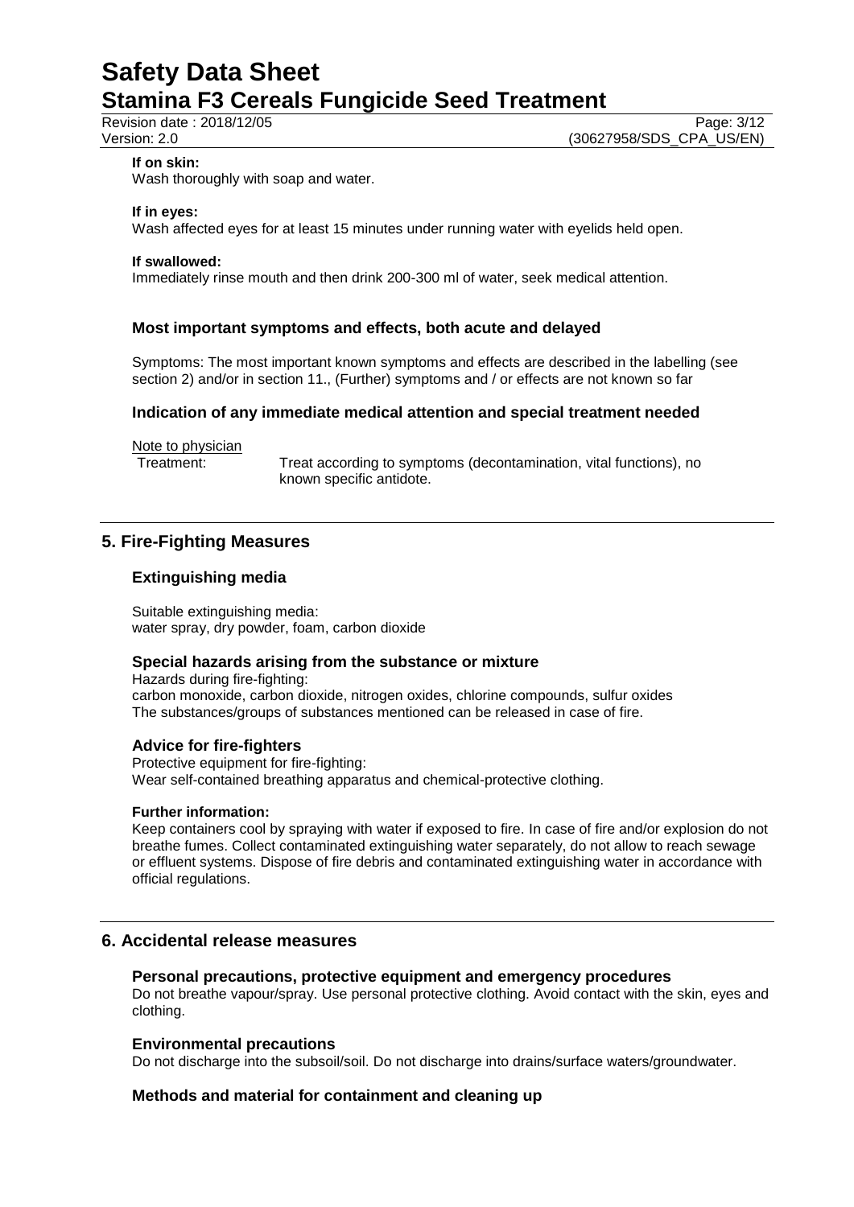**If on skin:**
Wash thoroughly with soap and water.

**If in eyes:**
Wash affected eyes for at least 15 minutes under running water with eyelids held open.

**If swallowed:**
Immediately rinse mouth and then drink 200-300 ml of water, seek medical attention.

### Most important symptoms and effects, both acute and delayed

Symptoms: The most important known symptoms and effects are described in the labelling (see section 2) and/or in section 11., (Further) symptoms and / or effects are not known so far

### Indication of any immediate medical attention and special treatment needed

Note to physician

Treatment: Treat according to symptoms (decontamination, vital functions), no known specific antidote.

## 5. Fire-Fighting Measures

### Extinguishing media

Suitable extinguishing media:
water spray, dry powder, foam, carbon dioxide

### Special hazards arising from the substance or mixture

Hazards during fire-fighting:
carbon monoxide, carbon dioxide, nitrogen oxides, chlorine compounds, sulfur oxides
The substances/groups of substances mentioned can be released in case of fire.

### Advice for fire-fighters

Protective equipment for fire-fighting:
Wear self-contained breathing apparatus and chemical-protective clothing.

**Further information:**
Keep containers cool by spraying with water if exposed to fire. In case of fire and/or explosion do not breathe fumes. Collect contaminated extinguishing water separately, do not allow to reach sewage or effluent systems. Dispose of fire debris and contaminated extinguishing water in accordance with official regulations.

## 6. Accidental release measures

### Personal precautions, protective equipment and emergency procedures

Do not breathe vapour/spray. Use personal protective clothing. Avoid contact with the skin, eyes and clothing.

### Environmental precautions

Do not discharge into the subsoil/soil. Do not discharge into drains/surface waters/groundwater.

### Methods and material for containment and cleaning up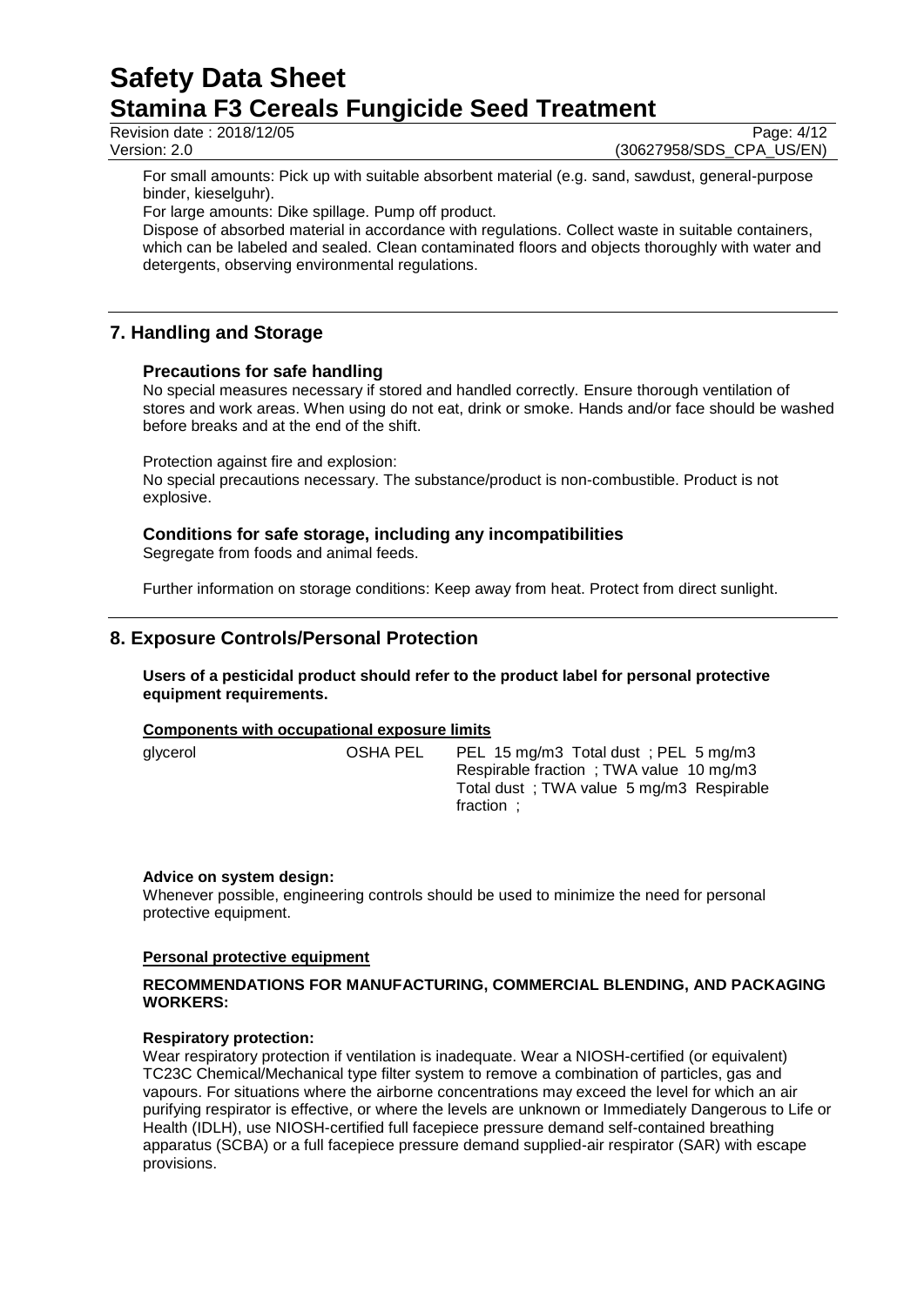For small amounts: Pick up with suitable absorbent material (e.g. sand, sawdust, general-purpose binder, kieselguhr).

For large amounts: Dike spillage. Pump off product.

Dispose of absorbed material in accordance with regulations. Collect waste in suitable containers, which can be labeled and sealed. Clean contaminated floors and objects thoroughly with water and detergents, observing environmental regulations.

## 7. Handling and Storage

### Precautions for safe handling

No special measures necessary if stored and handled correctly. Ensure thorough ventilation of stores and work areas. When using do not eat, drink or smoke. Hands and/or face should be washed before breaks and at the end of the shift.

Protection against fire and explosion:

No special precautions necessary. The substance/product is non-combustible. Product is not explosive.

### Conditions for safe storage, including any incompatibilities

Segregate from foods and animal feeds.

Further information on storage conditions: Keep away from heat. Protect from direct sunlight.

## 8. Exposure Controls/Personal Protection

**Users of a pesticidal product should refer to the product label for personal protective equipment requirements.**

**Components with occupational exposure limits**

| | | |
|---|---|---|
| glycerol | OSHA PEL | PEL 15 mg/m3 Total dust ; PEL 5 mg/m3 Respirable fraction ; TWA value 10 mg/m3 Total dust ; TWA value 5 mg/m3 Respirable fraction ; |

**Advice on system design:**

Whenever possible, engineering controls should be used to minimize the need for personal protective equipment.

**Personal protective equipment**

**RECOMMENDATIONS FOR MANUFACTURING, COMMERCIAL BLENDING, AND PACKAGING WORKERS:**

**Respiratory protection:**

Wear respiratory protection if ventilation is inadequate. Wear a NIOSH-certified (or equivalent) TC23C Chemical/Mechanical type filter system to remove a combination of particles, gas and vapours. For situations where the airborne concentrations may exceed the level for which an air purifying respirator is effective, or where the levels are unknown or Immediately Dangerous to Life or Health (IDLH), use NIOSH-certified full facepiece pressure demand self-contained breathing apparatus (SCBA) or a full facepiece pressure demand supplied-air respirator (SAR) with escape provisions.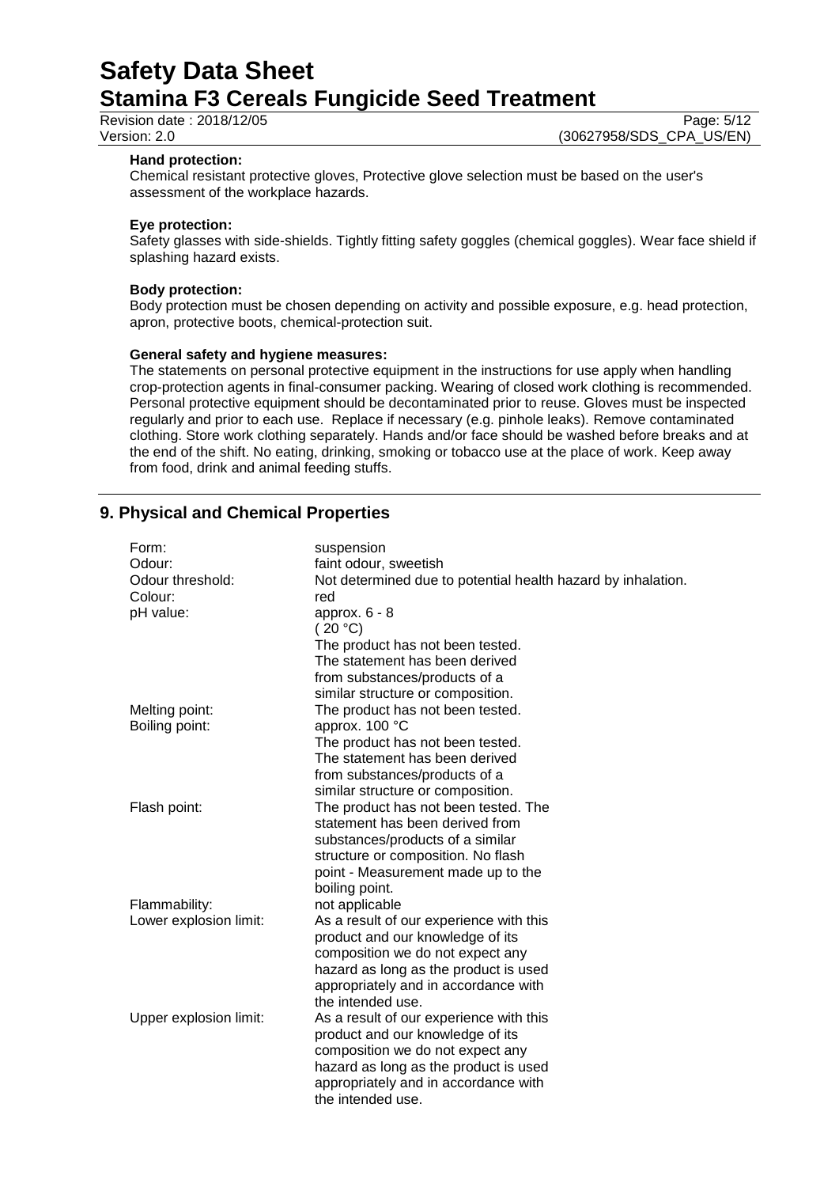**Hand protection:**
Chemical resistant protective gloves, Protective glove selection must be based on the user's assessment of the workplace hazards.

**Eye protection:**
Safety glasses with side-shields. Tightly fitting safety goggles (chemical goggles). Wear face shield if splashing hazard exists.

**Body protection:**
Body protection must be chosen depending on activity and possible exposure, e.g. head protection, apron, protective boots, chemical-protection suit.

**General safety and hygiene measures:**
The statements on personal protective equipment in the instructions for use apply when handling crop-protection agents in final-consumer packing. Wearing of closed work clothing is recommended. Personal protective equipment should be decontaminated prior to reuse. Gloves must be inspected regularly and prior to each use. Replace if necessary (e.g. pinhole leaks). Remove contaminated clothing. Store work clothing separately. Hands and/or face should be washed before breaks and at the end of the shift. No eating, drinking, smoking or tobacco use at the place of work. Keep away from food, drink and animal feeding stuffs.

## 9. Physical and Chemical Properties

| | |
|---|---|
| Form: | suspension |
| Odour: | faint odour, sweetish |
| Odour threshold: | Not determined due to potential health hazard by inhalation. |
| Colour: | red |
| pH value: | approx. 6 - 8 (20 °C) The product has not been tested. The statement has been derived from substances/products of a similar structure or composition. |
| Melting point: | The product has not been tested. |
| Boiling point: | approx. 100 °C The product has not been tested. The statement has been derived from substances/products of a similar structure or composition. |
| Flash point: | The product has not been tested. The statement has been derived from substances/products of a similar structure or composition. No flash point - Measurement made up to the boiling point. |
| Flammability: | not applicable |
| Lower explosion limit: | As a result of our experience with this product and our knowledge of its composition we do not expect any hazard as long as the product is used appropriately and in accordance with the intended use. |
| Upper explosion limit: | As a result of our experience with this product and our knowledge of its composition we do not expect any hazard as long as the product is used appropriately and in accordance with the intended use. |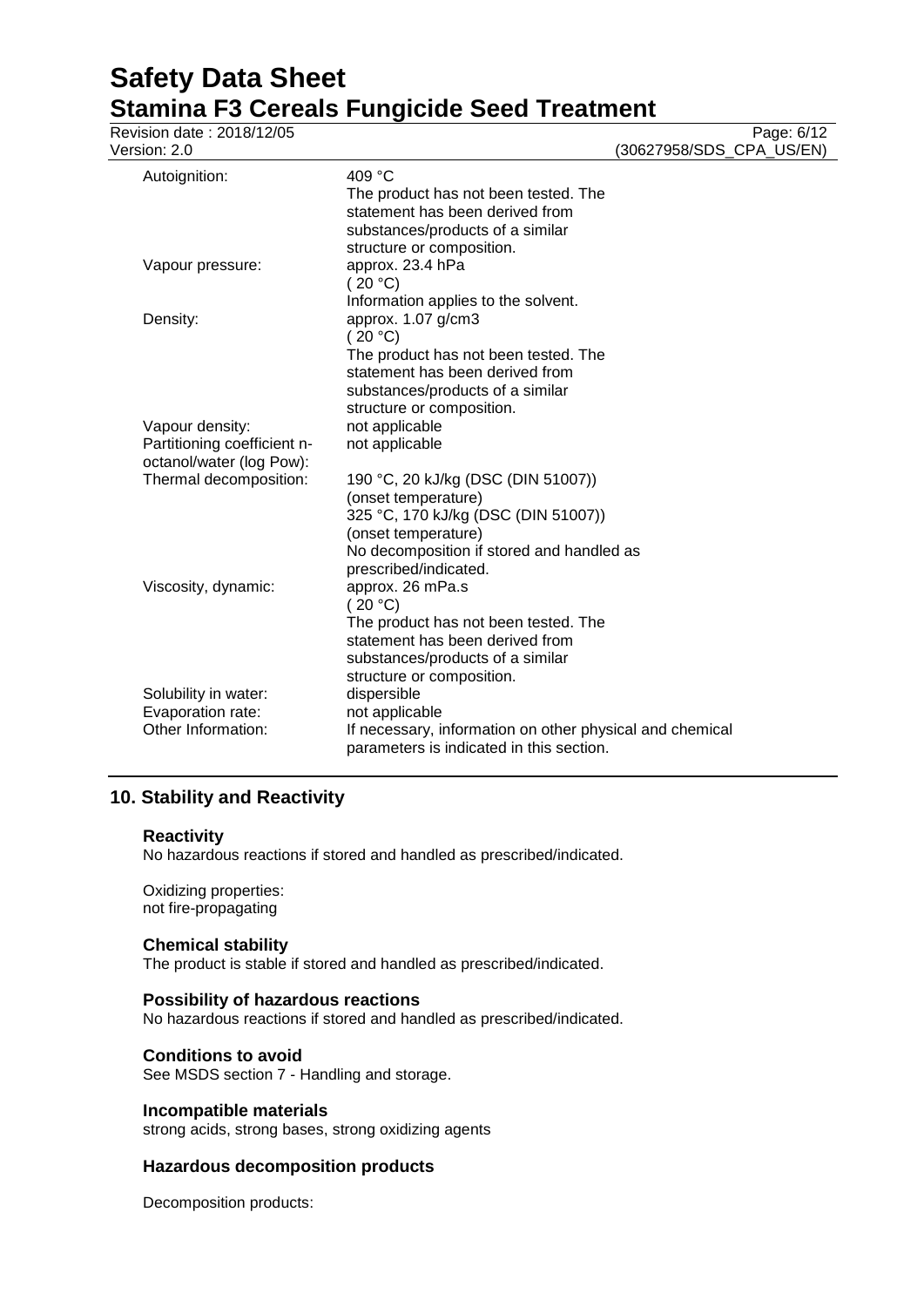| | |
|---|---|
| Autoignition: | 409 °C<br>The product has not been tested. The statement has been derived from substances/products of a similar structure or composition. |
| Vapour pressure: | approx. 23.4 hPa<br>( 20 °C)<br>Information applies to the solvent. |
| Density: | approx. 1.07 g/cm3<br>( 20 °C)<br>The product has not been tested. The statement has been derived from substances/products of a similar structure or composition. |
| Vapour density: | not applicable |
| Partitioning coefficient n-octanol/water (log Pow): | not applicable |
| Thermal decomposition: | 190 °C, 20 kJ/kg (DSC (DIN 51007))<br>(onset temperature)<br>325 °C, 170 kJ/kg (DSC (DIN 51007))<br>(onset temperature)<br>No decomposition if stored and handled as prescribed/indicated. |
| Viscosity, dynamic: | approx. 26 mPa.s<br>( 20 °C)<br>The product has not been tested. The statement has been derived from substances/products of a similar structure or composition. |
| Solubility in water: | dispersible |
| Evaporation rate: | not applicable |
| Other Information: | If necessary, information on other physical and chemical parameters is indicated in this section. |

## 10. Stability and Reactivity

### Reactivity

No hazardous reactions if stored and handled as prescribed/indicated.

Oxidizing properties:
not fire-propagating

### Chemical stability

The product is stable if stored and handled as prescribed/indicated.

### Possibility of hazardous reactions

No hazardous reactions if stored and handled as prescribed/indicated.

### Conditions to avoid

See MSDS section 7 - Handling and storage.

### Incompatible materials

strong acids, strong bases, strong oxidizing agents

### Hazardous decomposition products

Decomposition products: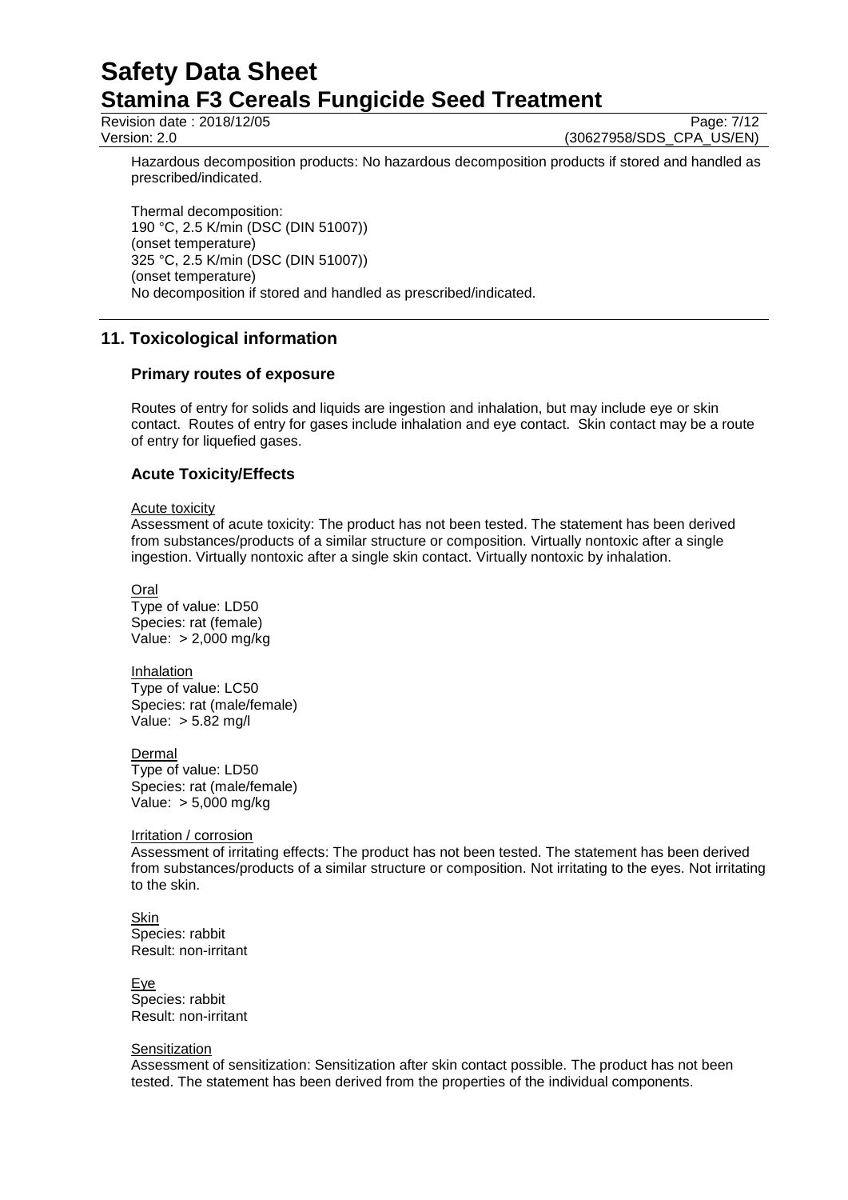Hazardous decomposition products: No hazardous decomposition products if stored and handled as prescribed/indicated.

Thermal decomposition:
190 °C, 2.5 K/min (DSC (DIN 51007))
(onset temperature)
325 °C, 2.5 K/min (DSC (DIN 51007))
(onset temperature)
No decomposition if stored and handled as prescribed/indicated.

## 11. Toxicological information

### Primary routes of exposure

Routes of entry for solids and liquids are ingestion and inhalation, but may include eye or skin contact. Routes of entry for gases include inhalation and eye contact. Skin contact may be a route of entry for liquefied gases.

### Acute Toxicity/Effects

Acute toxicity

Assessment of acute toxicity: The product has not been tested. The statement has been derived from substances/products of a similar structure or composition. Virtually nontoxic after a single ingestion. Virtually nontoxic after a single skin contact. Virtually nontoxic by inhalation.

Oral

Type of value: LD50
Species: rat (female)
Value: > 2,000 mg/kg

Inhalation

Type of value: LC50
Species: rat (male/female)
Value: > 5.82 mg/l

Dermal

Type of value: LD50
Species: rat (male/female)
Value: > 5,000 mg/kg

Irritation / corrosion

Assessment of irritating effects: The product has not been tested. The statement has been derived from substances/products of a similar structure or composition. Not irritating to the eyes. Not irritating to the skin.

Skin

Species: rabbit
Result: non-irritant

Eye

Species: rabbit
Result: non-irritant

Sensitization

Assessment of sensitization: Sensitization after skin contact possible. The product has not been tested. The statement has been derived from the properties of the individual components.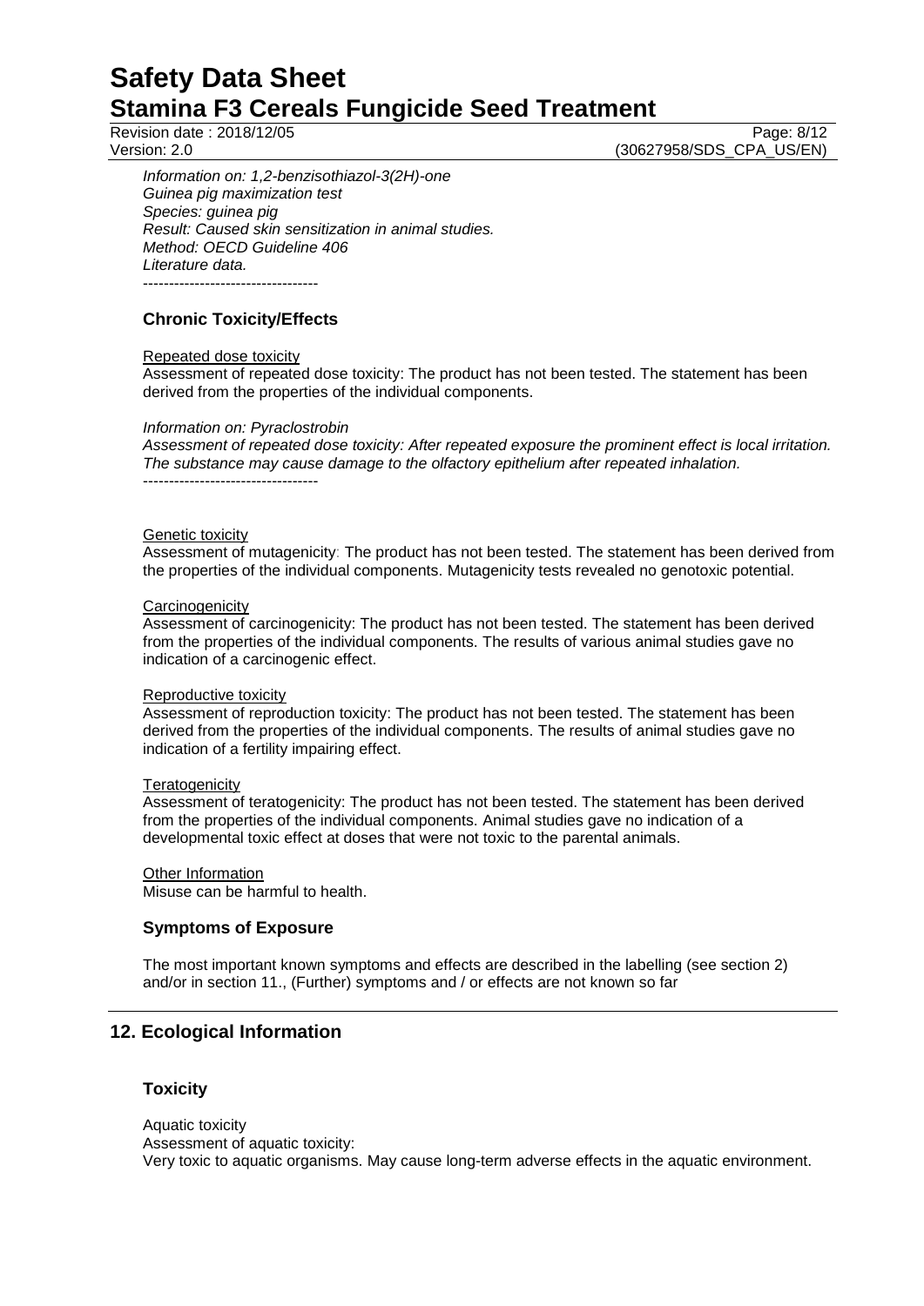*Information on: 1,2-benzisothiazol-3(2H)-one*
*Guinea pig maximization test*
*Species: guinea pig*
*Result: Caused skin sensitization in animal studies.*
*Method: OECD Guideline 406*
*Literature data.*
----------------------------------

### Chronic Toxicity/Effects

Repeated dose toxicity
Assessment of repeated dose toxicity: The product has not been tested. The statement has been derived from the properties of the individual components.

*Information on: Pyraclostrobin*
*Assessment of repeated dose toxicity: After repeated exposure the prominent effect is local irritation. The substance may cause damage to the olfactory epithelium after repeated inhalation.*
----------------------------------

Genetic toxicity
Assessment of mutagenicity: The product has not been tested. The statement has been derived from the properties of the individual components. Mutagenicity tests revealed no genotoxic potential.

Carcinogenicity
Assessment of carcinogenicity: The product has not been tested. The statement has been derived from the properties of the individual components. The results of various animal studies gave no indication of a carcinogenic effect.

Reproductive toxicity
Assessment of reproduction toxicity: The product has not been tested. The statement has been derived from the properties of the individual components. The results of animal studies gave no indication of a fertility impairing effect.

Teratogenicity
Assessment of teratogenicity: The product has not been tested. The statement has been derived from the properties of the individual components. Animal studies gave no indication of a developmental toxic effect at doses that were not toxic to the parental animals.

Other Information
Misuse can be harmful to health.

### Symptoms of Exposure

The most important known symptoms and effects are described in the labelling (see section 2) and/or in section 11., (Further) symptoms and / or effects are not known so far

## 12. Ecological Information

### Toxicity

Aquatic toxicity
Assessment of aquatic toxicity:
Very toxic to aquatic organisms. May cause long-term adverse effects in the aquatic environment.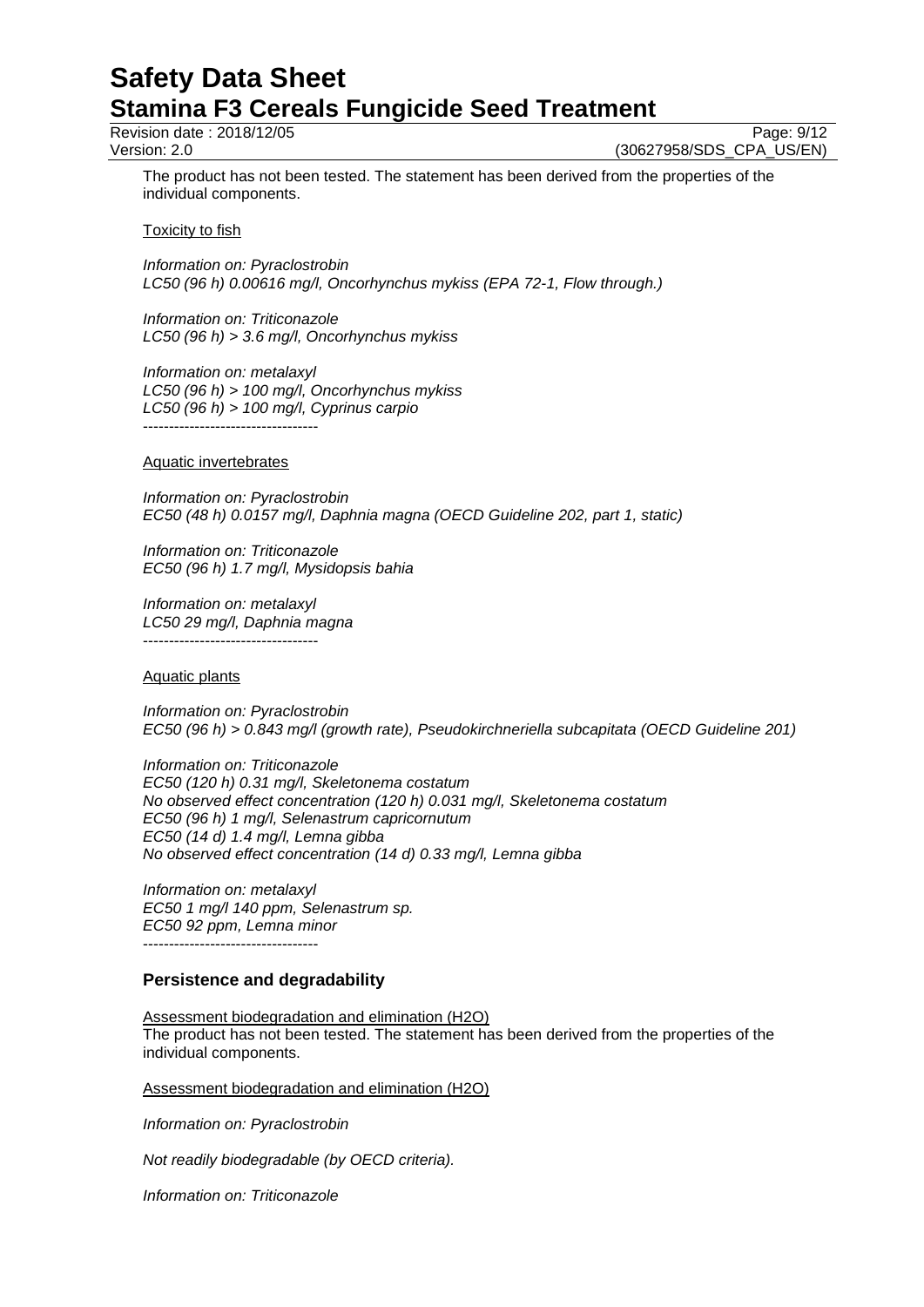The product has not been tested. The statement has been derived from the properties of the individual components.

Toxicity to fish

*Information on: Pyraclostrobin*
*LC50 (96 h) 0.00616 mg/l, Oncorhynchus mykiss (EPA 72-1, Flow through.)*

*Information on: Triticonazole*
*LC50 (96 h) > 3.6 mg/l, Oncorhynchus mykiss*

*Information on: metalaxyl*
*LC50 (96 h) > 100 mg/l, Oncorhynchus mykiss*
*LC50 (96 h) > 100 mg/l, Cyprinus carpio*

----------------------------------

Aquatic invertebrates

*Information on: Pyraclostrobin*
*EC50 (48 h) 0.0157 mg/l, Daphnia magna (OECD Guideline 202, part 1, static)*

*Information on: Triticonazole*
*EC50 (96 h) 1.7 mg/l, Mysidopsis bahia*

*Information on: metalaxyl*
*LC50 29 mg/l, Daphnia magna*

----------------------------------

Aquatic plants

*Information on: Pyraclostrobin*
*EC50 (96 h) > 0.843 mg/l (growth rate), Pseudokirchneriella subcapitata (OECD Guideline 201)*

*Information on: Triticonazole*
*EC50 (120 h) 0.31 mg/l, Skeletonema costatum*
*No observed effect concentration (120 h) 0.031 mg/l, Skeletonema costatum*
*EC50 (96 h) 1 mg/l, Selenastrum capricornutum*
*EC50 (14 d) 1.4 mg/l, Lemna gibba*
*No observed effect concentration (14 d) 0.33 mg/l, Lemna gibba*

*Information on: metalaxyl*
*EC50 1 mg/l 140 ppm, Selenastrum sp.*
*EC50 92 ppm, Lemna minor*

----------------------------------

### Persistence and degradability

Assessment biodegradation and elimination ($H_2O$)
The product has not been tested. The statement has been derived from the properties of the individual components.

Assessment biodegradation and elimination ($H_2O$)

*Information on: Pyraclostrobin*

*Not readily biodegradable (by OECD criteria).*

*Information on: Triticonazole*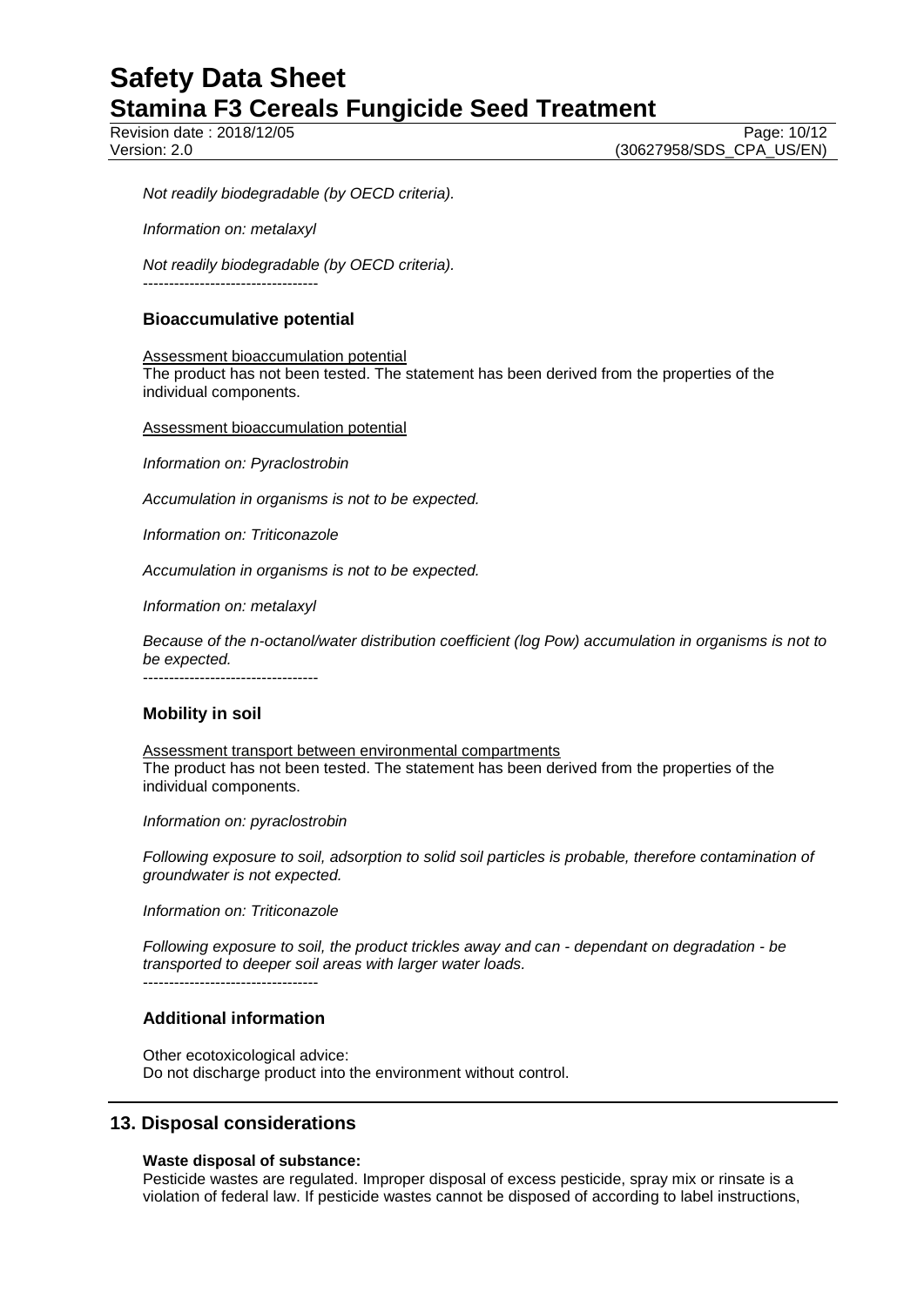*Not readily biodegradable (by OECD criteria).*

*Information on: metalaxyl*

*Not readily biodegradable (by OECD criteria).*
*----------------------------------*

### Bioaccumulative potential

Assessment bioaccumulation potential
The product has not been tested. The statement has been derived from the properties of the individual components.

Assessment bioaccumulation potential

*Information on: Pyraclostrobin*

*Accumulation in organisms is not to be expected.*

*Information on: Triticonazole*

*Accumulation in organisms is not to be expected.*

*Information on: metalaxyl*

*Because of the n-octanol/water distribution coefficient (log Pow) accumulation in organisms is not to be expected.*
*----------------------------------*

### Mobility in soil

Assessment transport between environmental compartments
The product has not been tested. The statement has been derived from the properties of the individual components.

*Information on: pyraclostrobin*

*Following exposure to soil, adsorption to solid soil particles is probable, therefore contamination of groundwater is not expected.*

*Information on: Triticonazole*

*Following exposure to soil, the product trickles away and can - dependant on degradation - be transported to deeper soil areas with larger water loads.*
*----------------------------------*

### Additional information

Other ecotoxicological advice:
Do not discharge product into the environment without control.

## 13. Disposal considerations

**Waste disposal of substance:**
Pesticide wastes are regulated. Improper disposal of excess pesticide, spray mix or rinsate is a violation of federal law. If pesticide wastes cannot be disposed of according to label instructions,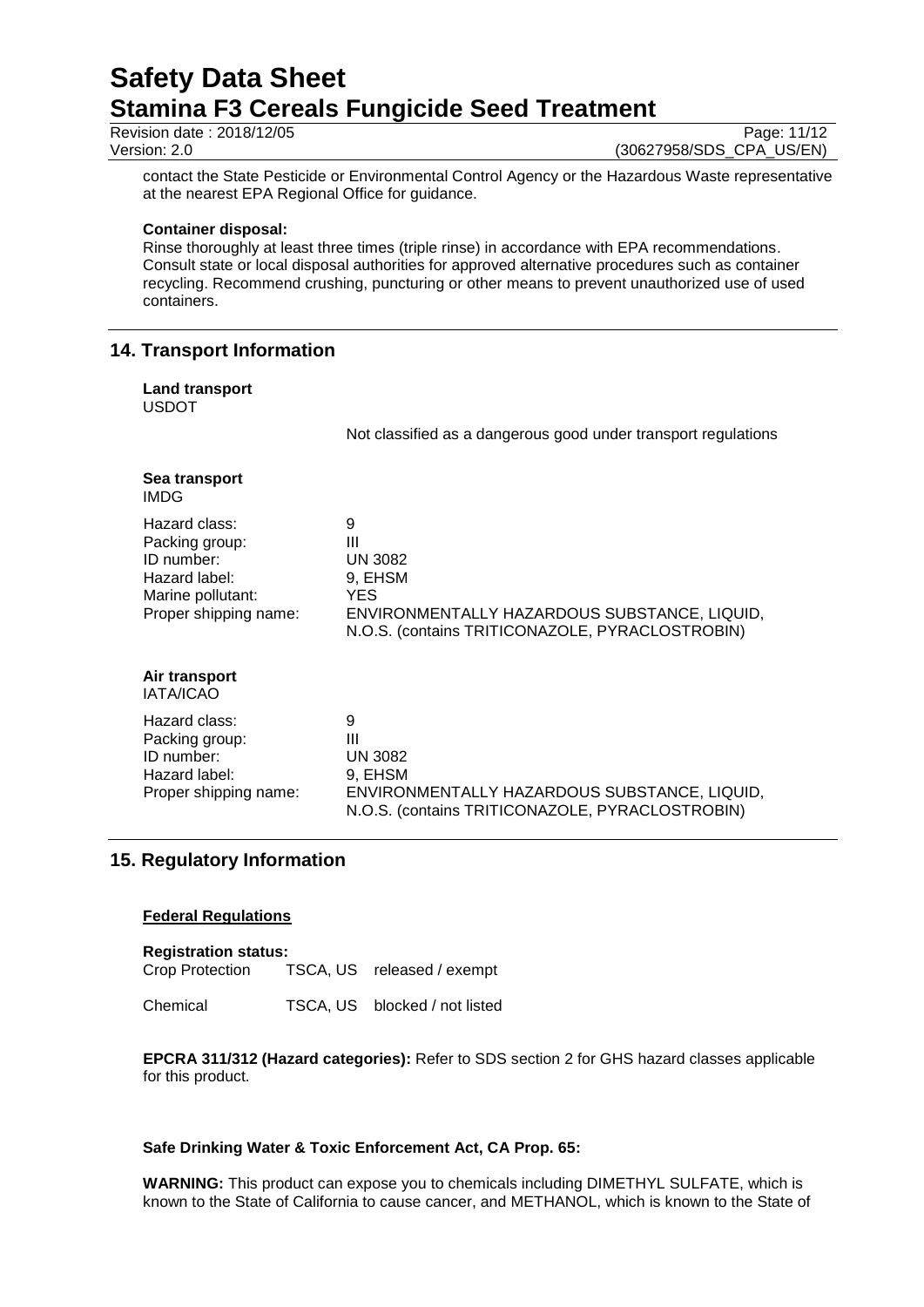contact the State Pesticide or Environmental Control Agency or the Hazardous Waste representative at the nearest EPA Regional Office for guidance.

**Container disposal:**
Rinse thoroughly at least three times (triple rinse) in accordance with EPA recommendations. Consult state or local disposal authorities for approved alternative procedures such as container recycling. Recommend crushing, puncturing or other means to prevent unauthorized use of used containers.

## 14. Transport Information

**Land transport**
USDOT

Not classified as a dangerous good under transport regulations

**Sea transport**
IMDG

| | |
|---|---|
| Hazard class: | 9 |
| Packing group: | III |
| ID number: | UN 3082 |
| Hazard label: | 9, EHSM |
| Marine pollutant: | YES |
| Proper shipping name: | ENVIRONMENTALLY HAZARDOUS SUBSTANCE, LIQUID, N.O.S. (contains TRITICONAZOLE, PYRACLOSTROBIN) |

**Air transport**
IATA/ICAO

| | |
|---|---|
| Hazard class: | 9 |
| Packing group: | III |
| ID number: | UN 3082 |
| Hazard label: | 9, EHSM |
| Proper shipping name: | ENVIRONMENTALLY HAZARDOUS SUBSTANCE, LIQUID, N.O.S. (contains TRITICONAZOLE, PYRACLOSTROBIN) |

## 15. Regulatory Information

**Federal Regulations**

**Registration status:**

| | | |
|---|---|---|
| Crop Protection | TSCA, US | released / exempt |
| Chemical | TSCA, US | blocked / not listed |

**EPCRA 311/312 (Hazard categories):** Refer to SDS section 2 for GHS hazard classes applicable for this product.

**Safe Drinking Water & Toxic Enforcement Act, CA Prop. 65:**

**WARNING:** This product can expose you to chemicals including DIMETHYL SULFATE, which is known to the State of California to cause cancer, and METHANOL, which is known to the State of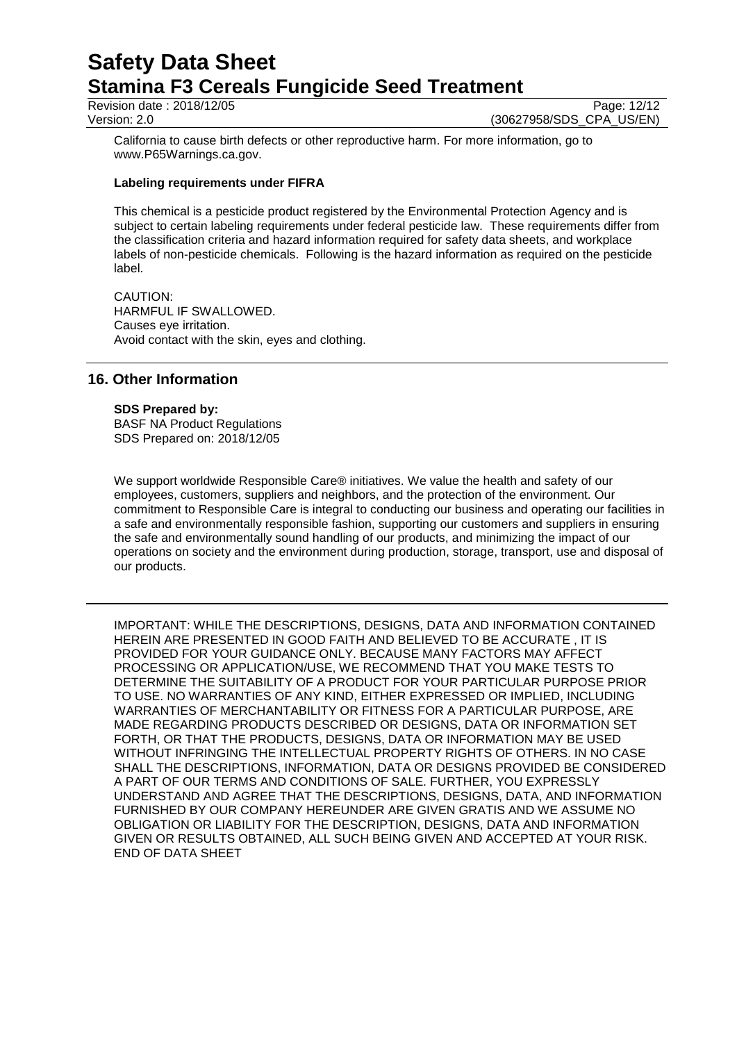California to cause birth defects or other reproductive harm. For more information, go to www.P65Warnings.ca.gov.

**Labeling requirements under FIFRA**

This chemical is a pesticide product registered by the Environmental Protection Agency and is subject to certain labeling requirements under federal pesticide law. These requirements differ from the classification criteria and hazard information required for safety data sheets, and workplace labels of non-pesticide chemicals. Following is the hazard information as required on the pesticide label.

CAUTION:
HARMFUL IF SWALLOWED.
Causes eye irritation.
Avoid contact with the skin, eyes and clothing.

## 16. Other Information

**SDS Prepared by:**
BASF NA Product Regulations
SDS Prepared on: 2018/12/05

We support worldwide Responsible Care® initiatives. We value the health and safety of our employees, customers, suppliers and neighbors, and the protection of the environment. Our commitment to Responsible Care is integral to conducting our business and operating our facilities in a safe and environmentally responsible fashion, supporting our customers and suppliers in ensuring the safe and environmentally sound handling of our products, and minimizing the impact of our operations on society and the environment during production, storage, transport, use and disposal of our products.

---

IMPORTANT: WHILE THE DESCRIPTIONS, DESIGNS, DATA AND INFORMATION CONTAINED HEREIN ARE PRESENTED IN GOOD FAITH AND BELIEVED TO BE ACCURATE , IT IS PROVIDED FOR YOUR GUIDANCE ONLY. BECAUSE MANY FACTORS MAY AFFECT PROCESSING OR APPLICATION/USE, WE RECOMMEND THAT YOU MAKE TESTS TO DETERMINE THE SUITABILITY OF A PRODUCT FOR YOUR PARTICULAR PURPOSE PRIOR TO USE. NO WARRANTIES OF ANY KIND, EITHER EXPRESSED OR IMPLIED, INCLUDING WARRANTIES OF MERCHANTABILITY OR FITNESS FOR A PARTICULAR PURPOSE, ARE MADE REGARDING PRODUCTS DESCRIBED OR DESIGNS, DATA OR INFORMATION SET FORTH, OR THAT THE PRODUCTS, DESIGNS, DATA OR INFORMATION MAY BE USED WITHOUT INFRINGING THE INTELLECTUAL PROPERTY RIGHTS OF OTHERS. IN NO CASE SHALL THE DESCRIPTIONS, INFORMATION, DATA OR DESIGNS PROVIDED BE CONSIDERED A PART OF OUR TERMS AND CONDITIONS OF SALE. FURTHER, YOU EXPRESSLY UNDERSTAND AND AGREE THAT THE DESCRIPTIONS, DESIGNS, DATA, AND INFORMATION FURNISHED BY OUR COMPANY HEREUNDER ARE GIVEN GRATIS AND WE ASSUME NO OBLIGATION OR LIABILITY FOR THE DESCRIPTION, DESIGNS, DATA AND INFORMATION GIVEN OR RESULTS OBTAINED, ALL SUCH BEING GIVEN AND ACCEPTED AT YOUR RISK.
END OF DATA SHEET